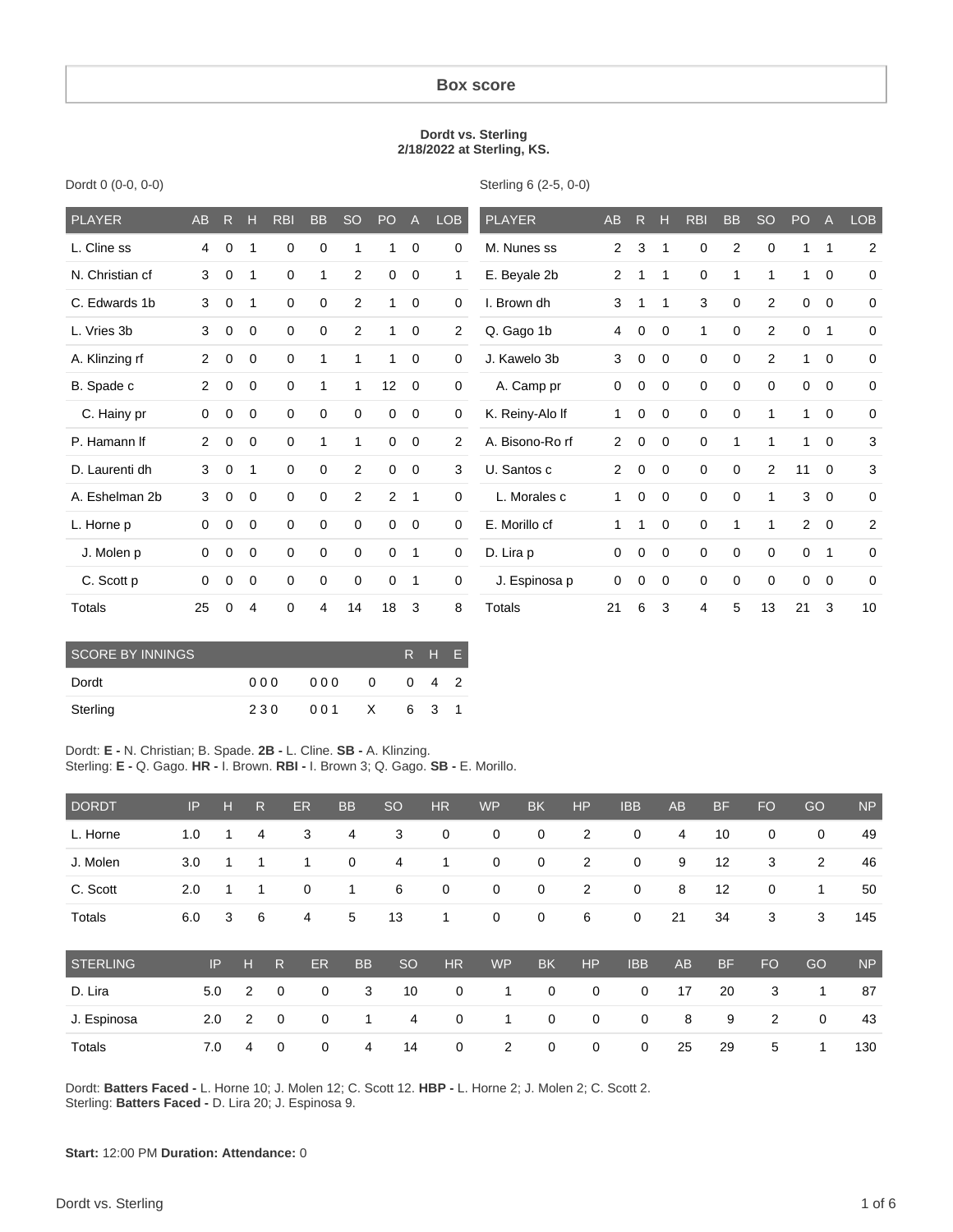# Box score

**Dordt vs. Sterling**
**2/18/2022 at Sterling, KS.**

Dordt 0 (0-0, 0-0)

| PLAYER | AB | R | H | RBI | BB | SO | PO | A | LOB |
|---|---|---|---|---|---|---|---|---|---|
| L. Cline ss | 4 | 0 | 1 | 0 | 0 | 1 | 1 | 0 | 0 |
| N. Christian cf | 3 | 0 | 1 | 0 | 1 | 2 | 0 | 0 | 1 |
| C. Edwards 1b | 3 | 0 | 1 | 0 | 0 | 2 | 1 | 0 | 0 |
| L. Vries 3b | 3 | 0 | 0 | 0 | 0 | 2 | 1 | 0 | 2 |
| A. Klinzing rf | 2 | 0 | 0 | 0 | 1 | 1 | 1 | 0 | 0 |
| B. Spade c | 2 | 0 | 0 | 0 | 1 | 1 | 12 | 0 | 0 |
| C. Hainy pr | 0 | 0 | 0 | 0 | 0 | 0 | 0 | 0 | 0 |
| P. Hamann lf | 2 | 0 | 0 | 0 | 1 | 1 | 0 | 0 | 2 |
| D. Laurenti dh | 3 | 0 | 1 | 0 | 0 | 2 | 0 | 0 | 3 |
| A. Eshelman 2b | 3 | 0 | 0 | 0 | 0 | 2 | 2 | 1 | 0 |
| L. Horne p | 0 | 0 | 0 | 0 | 0 | 0 | 0 | 0 | 0 |
| J. Molen p | 0 | 0 | 0 | 0 | 0 | 0 | 0 | 1 | 0 |
| C. Scott p | 0 | 0 | 0 | 0 | 0 | 0 | 0 | 1 | 0 |
| Totals | 25 | 0 | 4 | 0 | 4 | 14 | 18 | 3 | 8 |

Sterling 6 (2-5, 0-0)

| PLAYER | AB | R | H | RBI | BB | SO | PO | A | LOB |
|---|---|---|---|---|---|---|---|---|---|
| M. Nunes ss | 2 | 3 | 1 | 0 | 2 | 0 | 1 | 1 | 2 |
| E. Beyale 2b | 2 | 1 | 1 | 0 | 1 | 1 | 1 | 0 | 0 |
| I. Brown dh | 3 | 1 | 1 | 3 | 0 | 2 | 0 | 0 | 0 |
| Q. Gago 1b | 4 | 0 | 0 | 1 | 0 | 2 | 0 | 1 | 0 |
| J. Kawelo 3b | 3 | 0 | 0 | 0 | 0 | 2 | 1 | 0 | 0 |
| A. Camp pr | 0 | 0 | 0 | 0 | 0 | 0 | 0 | 0 | 0 |
| K. Reiny-Alo lf | 1 | 0 | 0 | 0 | 0 | 1 | 1 | 0 | 0 |
| A. Bisono-Ro rf | 2 | 0 | 0 | 0 | 1 | 1 | 1 | 0 | 3 |
| U. Santos c | 2 | 0 | 0 | 0 | 0 | 2 | 11 | 0 | 3 |
| L. Morales c | 1 | 0 | 0 | 0 | 0 | 1 | 3 | 0 | 0 |
| E. Morillo cf | 1 | 1 | 0 | 0 | 1 | 1 | 2 | 0 | 2 |
| D. Lira p | 0 | 0 | 0 | 0 | 0 | 0 | 0 | 1 | 0 |
| J. Espinosa p | 0 | 0 | 0 | 0 | 0 | 0 | 0 | 0 | 0 |
| Totals | 21 | 6 | 3 | 4 | 5 | 13 | 21 | 3 | 10 |

| SCORE BY INNINGS | | | | R | H | E |
|---|---|---|---|---|---|---|
| Dordt | 000 | 000 | 0 | 0 | 4 | 2 |
| Sterling | 230 | 001 | X | 6 | 3 | 1 |

Dordt: **E -** N. Christian; B. Spade. **2B -** L. Cline. **SB -** A. Klinzing.
Sterling: **E -** Q. Gago. **HR -** I. Brown. **RBI -** I. Brown 3; Q. Gago. **SB -** E. Morillo.

| DORDT | IP | H | R | ER | BB | SO | HR | WP | BK | HP | IBB | AB | BF | FO | GO | NP |
|---|---|---|---|---|---|---|---|---|---|---|---|---|---|---|---|---|
| L. Horne | 1.0 | 1 | 4 | 3 | 4 | 3 | 0 | 0 | 0 | 2 | 0 | 4 | 10 | 0 | 0 | 49 |
| J. Molen | 3.0 | 1 | 1 | 1 | 0 | 4 | 1 | 0 | 0 | 2 | 0 | 9 | 12 | 3 | 2 | 46 |
| C. Scott | 2.0 | 1 | 1 | 0 | 1 | 6 | 0 | 0 | 0 | 2 | 0 | 8 | 12 | 0 | 1 | 50 |
| Totals | 6.0 | 3 | 6 | 4 | 5 | 13 | 1 | 0 | 0 | 6 | 0 | 21 | 34 | 3 | 3 | 145 |

| STERLING | IP | H | R | ER | BB | SO | HR | WP | BK | HP | IBB | AB | BF | FO | GO | NP |
|---|---|---|---|---|---|---|---|---|---|---|---|---|---|---|---|---|
| D. Lira | 5.0 | 2 | 0 | 0 | 3 | 10 | 0 | 1 | 0 | 0 | 0 | 17 | 20 | 3 | 1 | 87 |
| J. Espinosa | 2.0 | 2 | 0 | 0 | 1 | 4 | 0 | 1 | 0 | 0 | 0 | 8 | 9 | 2 | 0 | 43 |
| Totals | 7.0 | 4 | 0 | 0 | 4 | 14 | 0 | 2 | 0 | 0 | 0 | 25 | 29 | 5 | 1 | 130 |

Dordt: **Batters Faced -** L. Horne 10; J. Molen 12; C. Scott 12. **HBP -** L. Horne 2; J. Molen 2; C. Scott 2.
Sterling: **Batters Faced -** D. Lira 20; J. Espinosa 9.

**Start:** 12:00 PM **Duration: Attendance:** 0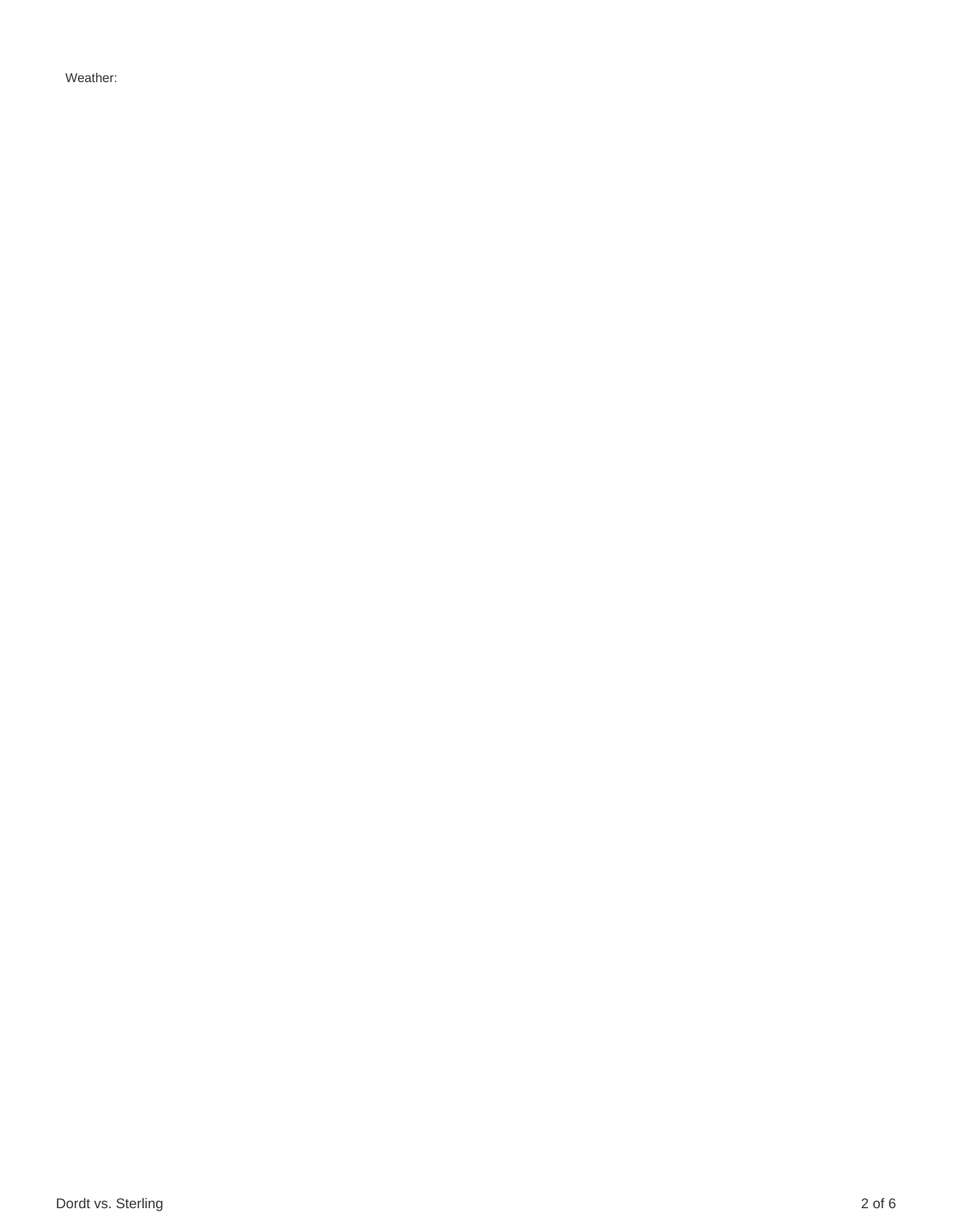Weather: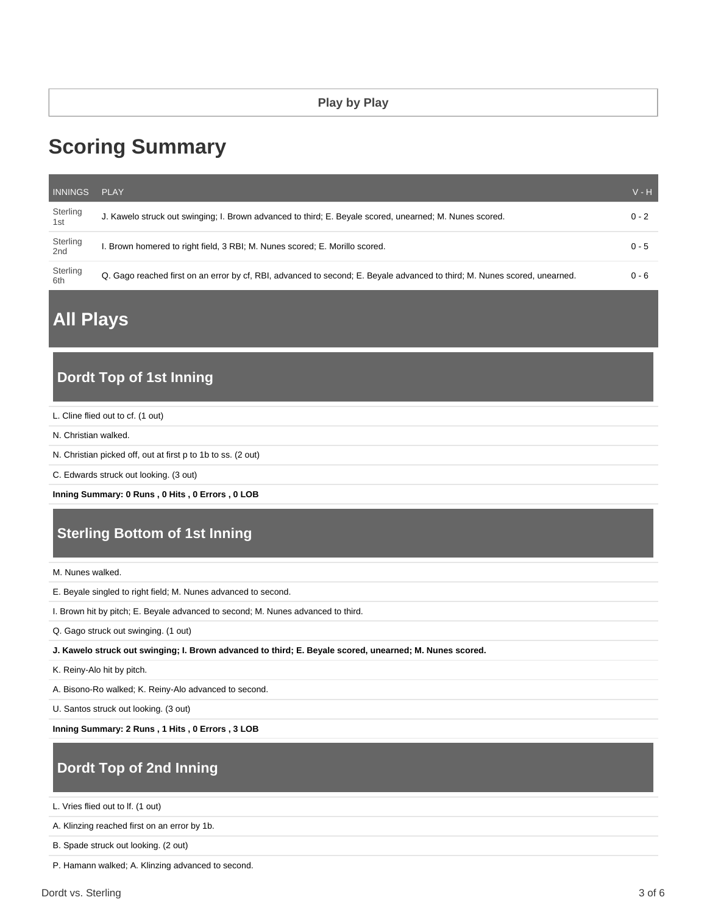Play by Play

# Scoring Summary

| INNINGS | PLAY | V - H |
|---|---|---|
| Sterling 1st | J. Kawelo struck out swinging; I. Brown advanced to third; E. Beyale scored, unearned; M. Nunes scored. | 0 - 2 |
| Sterling 2nd | I. Brown homered to right field, 3 RBI; M. Nunes scored; E. Morillo scored. | 0 - 5 |
| Sterling 6th | Q. Gago reached first on an error by cf, RBI, advanced to second; E. Beyale advanced to third; M. Nunes scored, unearned. | 0 - 6 |

# All Plays

## Dordt Top of 1st Inning

L. Cline flied out to cf. (1 out)

N. Christian walked.

N. Christian picked off, out at first p to 1b to ss. (2 out)

C. Edwards struck out looking. (3 out)

**Inning Summary: 0 Runs , 0 Hits , 0 Errors , 0 LOB**

## Sterling Bottom of 1st Inning

M. Nunes walked.

E. Beyale singled to right field; M. Nunes advanced to second.

I. Brown hit by pitch; E. Beyale advanced to second; M. Nunes advanced to third.

Q. Gago struck out swinging. (1 out)

**J. Kawelo struck out swinging; I. Brown advanced to third; E. Beyale scored, unearned; M. Nunes scored.**

K. Reiny-Alo hit by pitch.

A. Bisono-Ro walked; K. Reiny-Alo advanced to second.

U. Santos struck out looking. (3 out)

**Inning Summary: 2 Runs , 1 Hits , 0 Errors , 3 LOB**

## Dordt Top of 2nd Inning

L. Vries flied out to lf. (1 out)

A. Klinzing reached first on an error by 1b.

B. Spade struck out looking. (2 out)

P. Hamann walked; A. Klinzing advanced to second.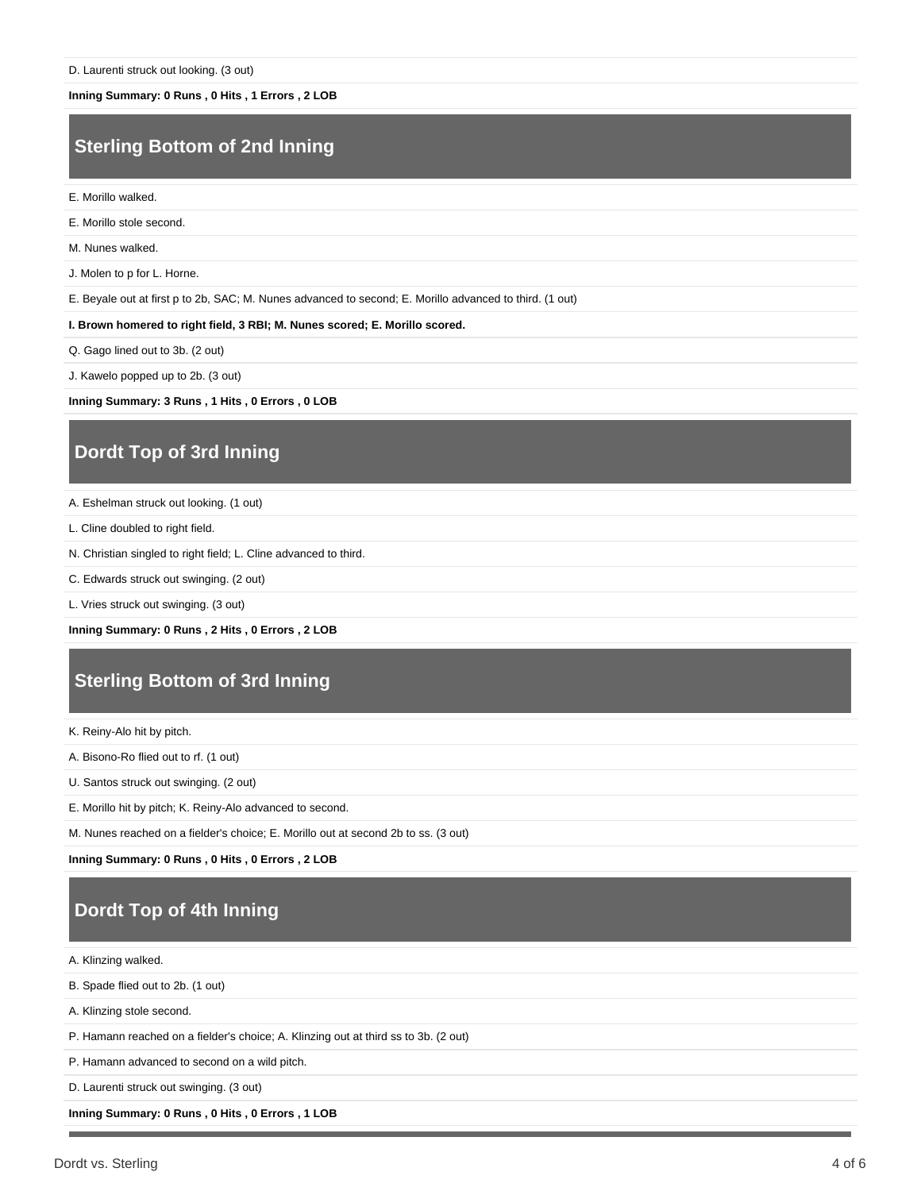D. Laurenti struck out looking. (3 out)

**Inning Summary: 0 Runs , 0 Hits , 1 Errors , 2 LOB**

## Sterling Bottom of 2nd Inning

E. Morillo walked.

E. Morillo stole second.

M. Nunes walked.

J. Molen to p for L. Horne.

E. Beyale out at first p to 2b, SAC; M. Nunes advanced to second; E. Morillo advanced to third. (1 out)

**I. Brown homered to right field, 3 RBI; M. Nunes scored; E. Morillo scored.**

Q. Gago lined out to 3b. (2 out)

J. Kawelo popped up to 2b. (3 out)

**Inning Summary: 3 Runs , 1 Hits , 0 Errors , 0 LOB**

## Dordt Top of 3rd Inning

A. Eshelman struck out looking. (1 out)

L. Cline doubled to right field.

N. Christian singled to right field; L. Cline advanced to third.

C. Edwards struck out swinging. (2 out)

L. Vries struck out swinging. (3 out)

**Inning Summary: 0 Runs , 2 Hits , 0 Errors , 2 LOB**

## Sterling Bottom of 3rd Inning

K. Reiny-Alo hit by pitch.

A. Bisono-Ro flied out to rf. (1 out)

U. Santos struck out swinging. (2 out)

E. Morillo hit by pitch; K. Reiny-Alo advanced to second.

M. Nunes reached on a fielder's choice; E. Morillo out at second 2b to ss. (3 out)

**Inning Summary: 0 Runs , 0 Hits , 0 Errors , 2 LOB**

## Dordt Top of 4th Inning

A. Klinzing walked.

B. Spade flied out to 2b. (1 out)

A. Klinzing stole second.

P. Hamann reached on a fielder's choice; A. Klinzing out at third ss to 3b. (2 out)

P. Hamann advanced to second on a wild pitch.

D. Laurenti struck out swinging. (3 out)

**Inning Summary: 0 Runs , 0 Hits , 0 Errors , 1 LOB**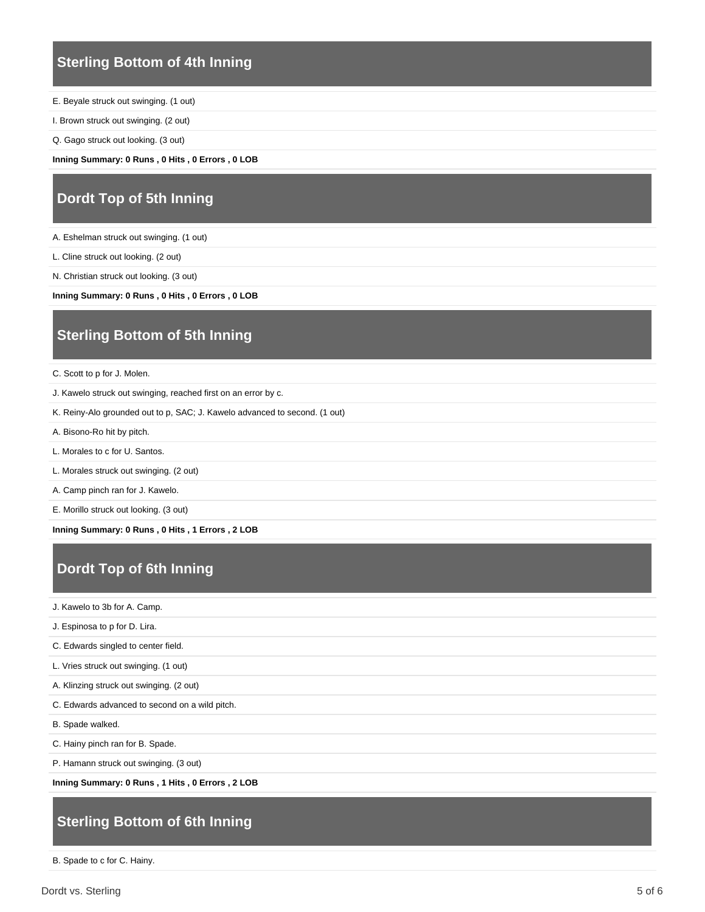## Sterling Bottom of 4th Inning

E. Beyale struck out swinging. (1 out)

I. Brown struck out swinging. (2 out)

Q. Gago struck out looking. (3 out)

**Inning Summary: 0 Runs , 0 Hits , 0 Errors , 0 LOB**

## Dordt Top of 5th Inning

A. Eshelman struck out swinging. (1 out)

L. Cline struck out looking. (2 out)

N. Christian struck out looking. (3 out)

**Inning Summary: 0 Runs , 0 Hits , 0 Errors , 0 LOB**

## Sterling Bottom of 5th Inning

C. Scott to p for J. Molen.

J. Kawelo struck out swinging, reached first on an error by c.

K. Reiny-Alo grounded out to p, SAC; J. Kawelo advanced to second. (1 out)

A. Bisono-Ro hit by pitch.

L. Morales to c for U. Santos.

L. Morales struck out swinging. (2 out)

A. Camp pinch ran for J. Kawelo.

E. Morillo struck out looking. (3 out)

**Inning Summary: 0 Runs , 0 Hits , 1 Errors , 2 LOB**

## Dordt Top of 6th Inning

J. Kawelo to 3b for A. Camp.

J. Espinosa to p for D. Lira.

C. Edwards singled to center field.

L. Vries struck out swinging. (1 out)

A. Klinzing struck out swinging. (2 out)

C. Edwards advanced to second on a wild pitch.

B. Spade walked.

C. Hainy pinch ran for B. Spade.

P. Hamann struck out swinging. (3 out)

**Inning Summary: 0 Runs , 1 Hits , 0 Errors , 2 LOB**

## Sterling Bottom of 6th Inning

B. Spade to c for C. Hainy.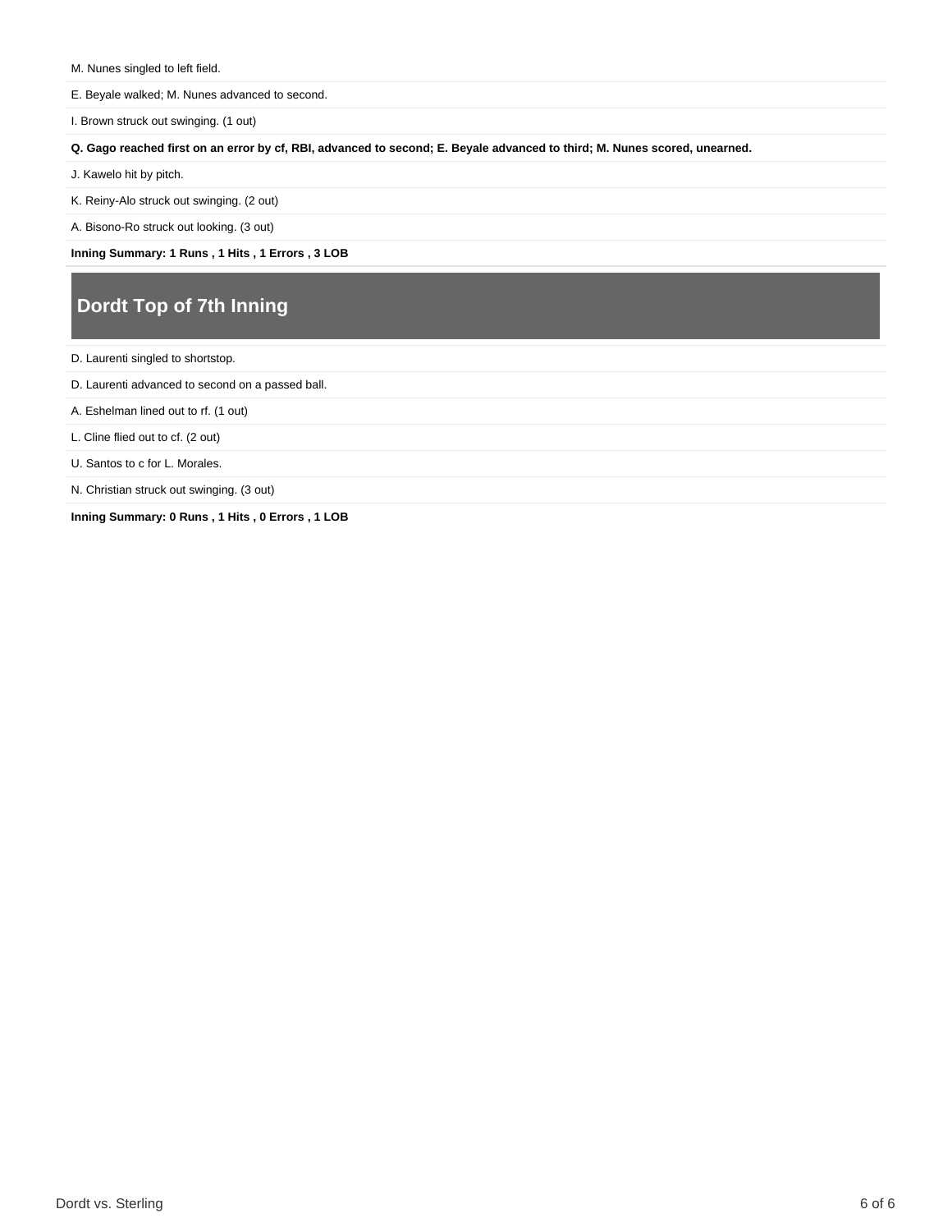M. Nunes singled to left field.

E. Beyale walked; M. Nunes advanced to second.

I. Brown struck out swinging. (1 out)

**Q. Gago reached first on an error by cf, RBI, advanced to second; E. Beyale advanced to third; M. Nunes scored, unearned.**

J. Kawelo hit by pitch.

K. Reiny-Alo struck out swinging. (2 out)

A. Bisono-Ro struck out looking. (3 out)

**Inning Summary: 1 Runs , 1 Hits , 1 Errors , 3 LOB**

## Dordt Top of 7th Inning

D. Laurenti singled to shortstop.

D. Laurenti advanced to second on a passed ball.

A. Eshelman lined out to rf. (1 out)

L. Cline flied out to cf. (2 out)

U. Santos to c for L. Morales.

N. Christian struck out swinging. (3 out)

**Inning Summary: 0 Runs , 1 Hits , 0 Errors , 1 LOB**